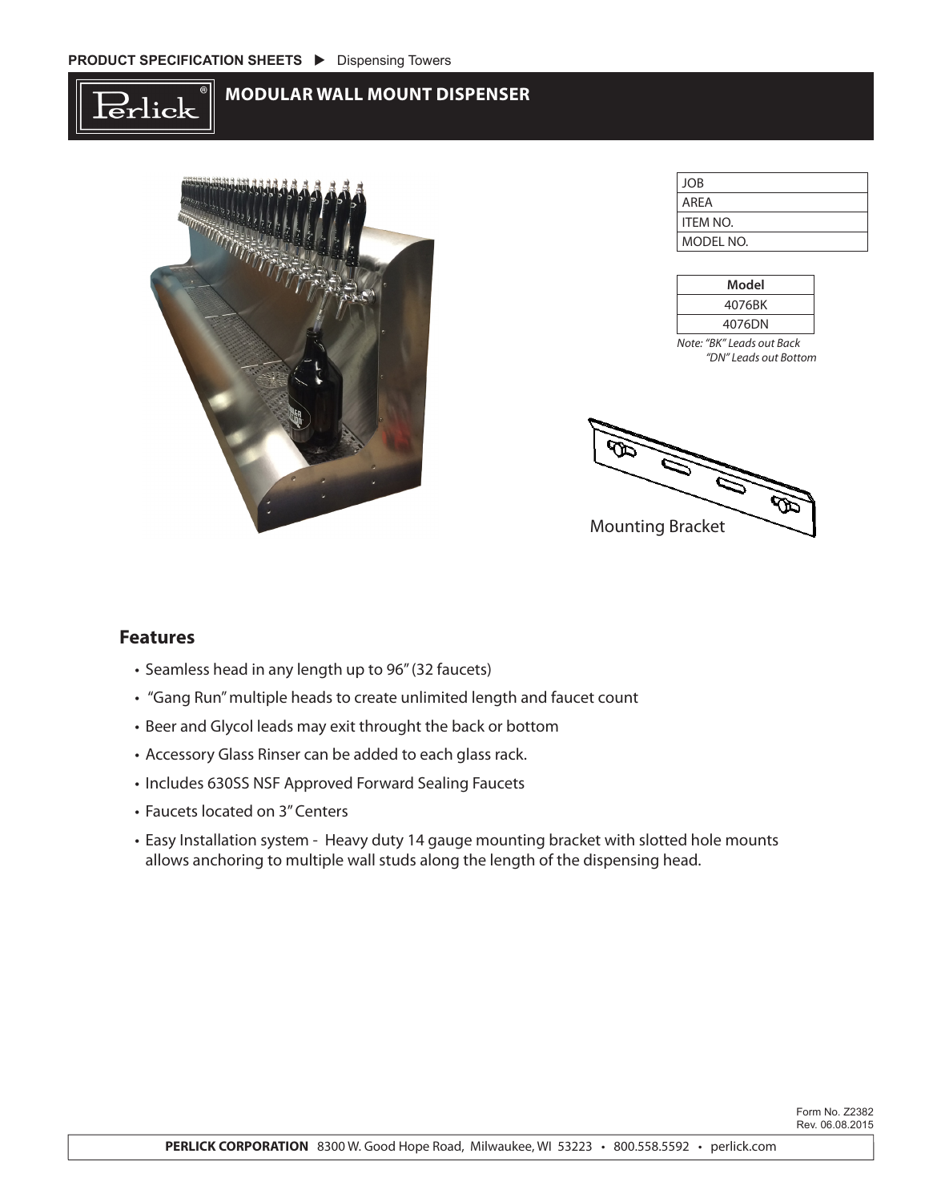**PRODUCT SPECIFICATION SHEETS ▶ Dispensing Towers**

# MODULAR WALL MOUNT DISPENSER

| JOB |
|---|
| AREA |
| ITEM NO. |
| MODEL NO. |

| Model |
|---|
| 4076BK |
| 4076DN |

*Note: "BK" Leads out Back*
*"DN" Leads out Bottom*

Mounting Bracket

## Features

- Seamless head in any length up to 96" (32 faucets)
- "Gang Run" multiple heads to create unlimited length and faucet count
- Beer and Glycol leads may exit throught the back or bottom
- Accessory Glass Rinser can be added to each glass rack.
- Includes 630SS NSF Approved Forward Sealing Faucets
- Faucets located on 3" Centers
- Easy Installation system - Heavy duty 14 gauge mounting bracket with slotted hole mounts allows anchoring to multiple wall studs along the length of the dispensing head.

Form No. Z2382
Rev. 06.08.2015

**PERLICK CORPORATION** 8300 W. Good Hope Road, Milwaukee, WI 53223 • 800.558.5592 • perlick.com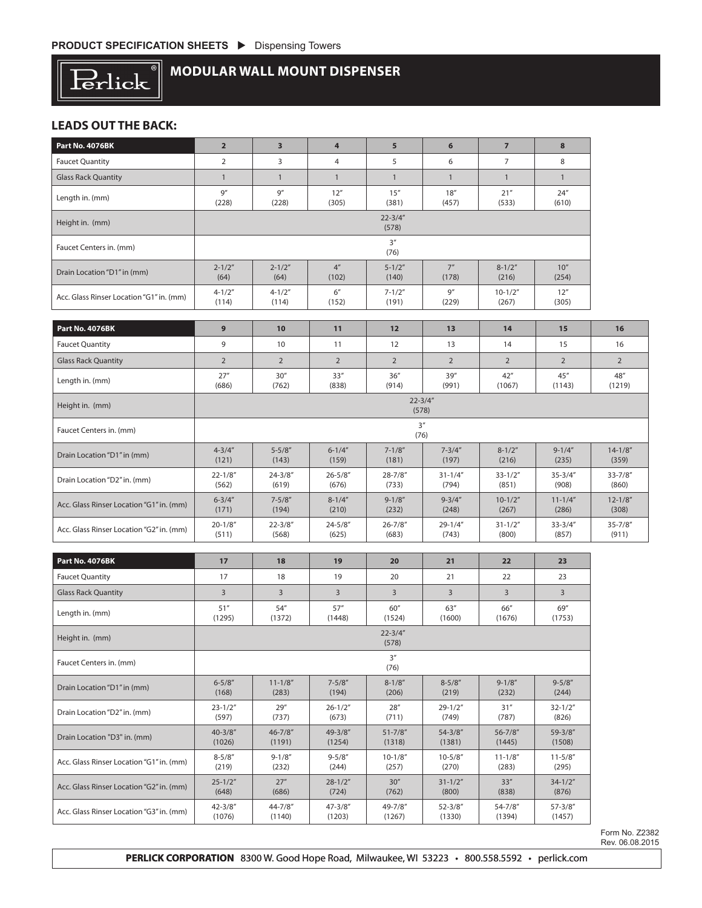PRODUCT SPECIFICATION SHEETS ▶ Dispensing Towers

# MODULAR WALL MOUNT DISPENSER

## LEADS OUT THE BACK:

| Part No. 4076BK | 2 | 3 | 4 | 5 | 6 | 7 | 8 |
|---|---|---|---|---|---|---|---|
| Faucet Quantity | 2 | 3 | 4 | 5 | 6 | 7 | 8 |
| Glass Rack Quantity | 1 | 1 | 1 | 1 | 1 | 1 | 1 |
| Length in. (mm) | 9″ (228) | 9″ (228) | 12″ (305) | 15″ (381) | 18″ (457) | 21″ (533) | 24″ (610) |
| Height in. (mm) | 22-3/4″ (578) | | | | | | |
| Faucet Centers in. (mm) | 3″ (76) | | | | | | |
| Drain Location "D1" in (mm) | 2-1/2″ (64) | 2-1/2″ (64) | 4″ (102) | 5-1/2″ (140) | 7″ (178) | 8-1/2″ (216) | 10″ (254) |
| Acc. Glass Rinser Location "G1" in. (mm) | 4-1/2″ (114) | 4-1/2″ (114) | 6″ (152) | 7-1/2″ (191) | 9″ (229) | 10-1/2″ (267) | 12″ (305) |

| Part No. 4076BK | 9 | 10 | 11 | 12 | 13 | 14 | 15 | 16 |
|---|---|---|---|---|---|---|---|---|
| Faucet Quantity | 9 | 10 | 11 | 12 | 13 | 14 | 15 | 16 |
| Glass Rack Quantity | 2 | 2 | 2 | 2 | 2 | 2 | 2 | 2 |
| Length in. (mm) | 27″ (686) | 30″ (762) | 33″ (838) | 36″ (914) | 39″ (991) | 42″ (1067) | 45″ (1143) | 48″ (1219) |
| Height in. (mm) | 22-3/4″ (578) | | | | | | | |
| Faucet Centers in. (mm) | 3″ (76) | | | | | | | |
| Drain Location "D1" in (mm) | 4-3/4″ (121) | 5-5/8″ (143) | 6-1/4″ (159) | 7-1/8″ (181) | 7-3/4″ (197) | 8-1/2″ (216) | 9-1/4″ (235) | 14-1/8″ (359) |
| Drain Location "D2" in. (mm) | 22-1/8″ (562) | 24-3/8″ (619) | 26-5/8″ (676) | 28-7/8″ (733) | 31-1/4″ (794) | 33-1/2″ (851) | 35-3/4″ (908) | 33-7/8″ (860) |
| Acc. Glass Rinser Location "G1" in. (mm) | 6-3/4″ (171) | 7-5/8″ (194) | 8-1/4″ (210) | 9-1/8″ (232) | 9-3/4″ (248) | 10-1/2″ (267) | 11-1/4″ (286) | 12-1/8″ (308) |
| Acc. Glass Rinser Location "G2" in. (mm) | 20-1/8″ (511) | 22-3/8″ (568) | 24-5/8″ (625) | 26-7/8″ (683) | 29-1/4″ (743) | 31-1/2″ (800) | 33-3/4″ (857) | 35-7/8″ (911) |

| Part No. 4076BK | 17 | 18 | 19 | 20 | 21 | 22 | 23 |
|---|---|---|---|---|---|---|---|
| Faucet Quantity | 17 | 18 | 19 | 20 | 21 | 22 | 23 |
| Glass Rack Quantity | 3 | 3 | 3 | 3 | 3 | 3 | 3 |
| Length in. (mm) | 51″ (1295) | 54″ (1372) | 57″ (1448) | 60″ (1524) | 63″ (1600) | 66″ (1676) | 69″ (1753) |
| Height in. (mm) | 22-3/4″ (578) | | | | | | |
| Faucet Centers in. (mm) | 3″ (76) | | | | | | |
| Drain Location "D1" in (mm) | 6-5/8″ (168) | 11-1/8″ (283) | 7-5/8″ (194) | 8-1/8″ (206) | 8-5/8″ (219) | 9-1/8″ (232) | 9-5/8″ (244) |
| Drain Location "D2" in. (mm) | 23-1/2″ (597) | 29″ (737) | 26-1/2″ (673) | 28″ (711) | 29-1/2″ (749) | 31″ (787) | 32-1/2″ (826) |
| Drain Location "D3" in. (mm) | 40-3/8″ (1026) | 46-7/8″ (1191) | 49-3/8″ (1254) | 51-7/8″ (1318) | 54-3/8″ (1381) | 56-7/8″ (1445) | 59-3/8″ (1508) |
| Acc. Glass Rinser Location "G1" in. (mm) | 8-5/8″ (219) | 9-1/8″ (232) | 9-5/8″ (244) | 10-1/8″ (257) | 10-5/8″ (270) | 11-1/8″ (283) | 11-5/8″ (295) |
| Acc. Glass Rinser Location "G2" in. (mm) | 25-1/2″ (648) | 27″ (686) | 28-1/2″ (724) | 30″ (762) | 31-1/2″ (800) | 33″ (838) | 34-1/2″ (876) |
| Acc. Glass Rinser Location "G3" in. (mm) | 42-3/8″ (1076) | 44-7/8″ (1140) | 47-3/8″ (1203) | 49-7/8″ (1267) | 52-3/8″ (1330) | 54-7/8″ (1394) | 57-3/8″ (1457) |

Form No. Z2382
Rev. 06.08.2015

**PERLICK CORPORATION** 8300 W. Good Hope Road, Milwaukee, WI 53223 • 800.558.5592 • perlick.com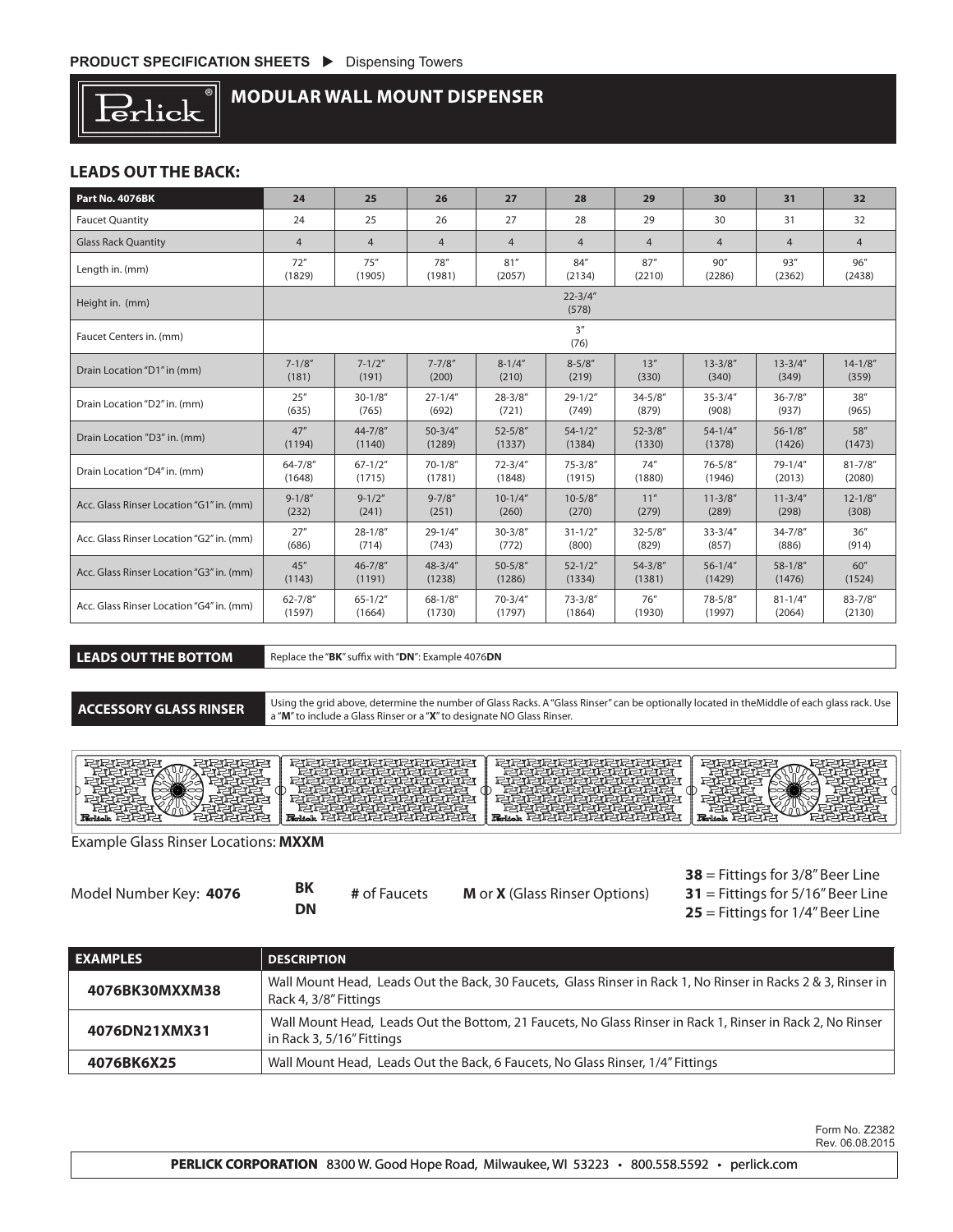## MODULAR WALL MOUNT DISPENSER

### LEADS OUT THE BACK:

| Part No. 4076BK | 24 | 25 | 26 | 27 | 28 | 29 | 30 | 31 | 32 |
|---|---|---|---|---|---|---|---|---|---|
| Faucet Quantity | 24 | 25 | 26 | 27 | 28 | 29 | 30 | 31 | 32 |
| Glass Rack Quantity | 4 | 4 | 4 | 4 | 4 | 4 | 4 | 4 | 4 |
| Length in. (mm) | 72" (1829) | 75" (1905) | 78" (1981) | 81" (2057) | 84" (2134) | 87" (2210) | 90" (2286) | 93" (2362) | 96" (2438) |
| Height in. (mm) | 22-3/4" (578) | | | | | | | | |
| Faucet Centers in. (mm) | 3" (76) | | | | | | | | |
| Drain Location "D1" in (mm) | 7-1/8" (181) | 7-1/2" (191) | 7-7/8" (200) | 8-1/4" (210) | 8-5/8" (219) | 13" (330) | 13-3/8" (340) | 13-3/4" (349) | 14-1/8" (359) |
| Drain Location "D2" in. (mm) | 25" (635) | 30-1/8" (765) | 27-1/4" (692) | 28-3/8" (721) | 29-1/2" (749) | 34-5/8" (879) | 35-3/4" (908) | 36-7/8" (937) | 38" (965) |
| Drain Location "D3" in. (mm) | 47" (1194) | 44-7/8" (1140) | 50-3/4" (1289) | 52-5/8" (1337) | 54-1/2" (1384) | 52-3/8" (1330) | 54-1/4" (1378) | 56-1/8" (1426) | 58" (1473) |
| Drain Location "D4" in. (mm) | 64-7/8" (1648) | 67-1/2" (1715) | 70-1/8" (1781) | 72-3/4" (1848) | 75-3/8" (1915) | 74" (1880) | 76-5/8" (1946) | 79-1/4" (2013) | 81-7/8" (2080) |
| Acc. Glass Rinser Location "G1" in. (mm) | 9-1/8" (232) | 9-1/2" (241) | 9-7/8" (251) | 10-1/4" (260) | 10-5/8" (270) | 11" (279) | 11-3/8" (289) | 11-3/4" (298) | 12-1/8" (308) |
| Acc. Glass Rinser Location "G2" in. (mm) | 27" (686) | 28-1/8" (714) | 29-1/4" (743) | 30-3/8" (772) | 31-1/2" (800) | 32-5/8" (829) | 33-3/4" (857) | 34-7/8" (886) | 36" (914) |
| Acc. Glass Rinser Location "G3" in. (mm) | 45" (1143) | 46-7/8" (1191) | 48-3/4" (1238) | 50-5/8" (1286) | 52-1/2" (1334) | 54-3/8" (1381) | 56-1/4" (1429) | 58-1/8" (1476) | 60" (1524) |
| Acc. Glass Rinser Location "G4" in. (mm) | 62-7/8" (1597) | 65-1/2" (1664) | 68-1/8" (1730) | 70-3/4" (1797) | 73-3/8" (1864) | 76" (1930) | 78-5/8" (1997) | 81-1/4" (2064) | 83-7/8" (2130) |

**LEADS OUT THE BOTTOM** — Replace the "**BK**" suffix with "**DN**": Example 4076**DN**

**ACCESSORY GLASS RINSER** — Using the grid above, determine the number of Glass Racks. A "Glass Rinser" can be optionally located in theMiddle of each glass rack. Use a "**M**" to include a Glass Rinser or a "**X**" to designate NO Glass Rinser.

Example Glass Rinser Locations: **MXXM**

Model Number Key: **4076** — **BK** / **DN** — **#** of Faucets — **M** or **X** (Glass Rinser Options) — **38** = Fittings for 3/8" Beer Line; **31** = Fittings for 5/16" Beer Line; **25** = Fittings for 1/4" Beer Line

| EXAMPLES | DESCRIPTION |
|---|---|
| **4076BK30MXXM38** | Wall Mount Head, Leads Out the Back, 30 Faucets, Glass Rinser in Rack 1, No Rinser in Racks 2 & 3, Rinser in Rack 4, 3/8" Fittings |
| **4076DN21XMX31** | Wall Mount Head, Leads Out the Bottom, 21 Faucets, No Glass Rinser in Rack 1, Rinser in Rack 2, No Rinser in Rack 3, 5/16" Fittings |
| **4076BK6X25** | Wall Mount Head, Leads Out the Back, 6 Faucets, No Glass Rinser, 1/4" Fittings |

Form No. Z2382
Rev. 06.08.2015

**PERLICK CORPORATION** 8300 W. Good Hope Road, Milwaukee, WI 53223 • 800.558.5592 • perlick.com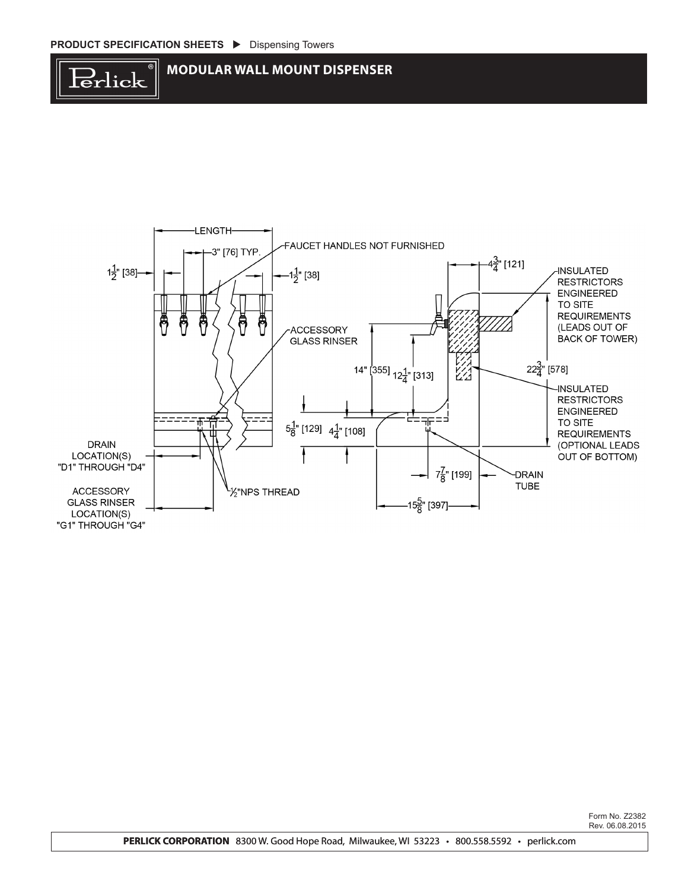PRODUCT SPECIFICATION SHEETS ▶ Dispensing Towers

# MODULAR WALL MOUNT DISPENSER

LENGTH

FAUCET HANDLES NOT FURNISHED

3" [76] TYP.

1½" [38]

1½" [38]

ACCESSORY GLASS RINSER

DRAIN LOCATION(S) "D1" THROUGH "D4"

ACCESSORY GLASS RINSER LOCATION(S) "G1" THROUGH "G4"

½"NPS THREAD

4¾" [121]

INSULATED RESTRICTORS ENGINEERED TO SITE REQUIREMENTS (LEADS OUT OF BACK OF TOWER)

14" [355]

12¼" [313]

22¾" [578]

INSULATED RESTRICTORS ENGINEERED TO SITE REQUIREMENTS (OPTIONAL LEADS OUT OF BOTTOM)

5⅛" [129]

4¼" [108]

7⅞" [199]

DRAIN TUBE

15⅝" [397]

Form No. Z2382
Rev. 06.08.2015

**PERLICK CORPORATION** 8300 W. Good Hope Road, Milwaukee, WI 53223 • 800.558.5592 • perlick.com